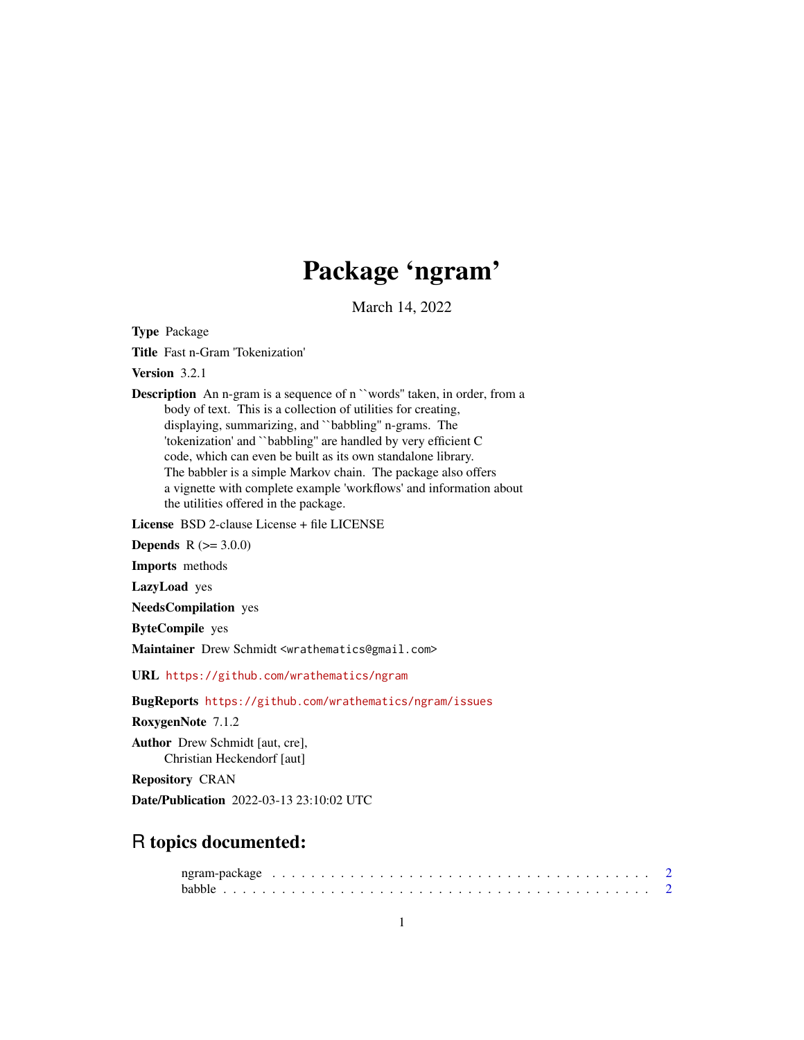# Package 'ngram'

March 14, 2022

**Type** Package

**Title** Fast n-Gram 'Tokenization'

**Version** 3.2.1

**Description** An n-gram is a sequence of n ``words'' taken, in order, from a body of text. This is a collection of utilities for creating, displaying, summarizing, and ``babbling'' n-grams. The 'tokenization' and ``babbling'' are handled by very efficient C code, which can even be built as its own standalone library. The babbler is a simple Markov chain. The package also offers a vignette with complete example 'workflows' and information about the utilities offered in the package.

**License** BSD 2-clause License + file LICENSE

**Depends** R (>= 3.0.0)

**Imports** methods

**LazyLoad** yes

**NeedsCompilation** yes

**ByteCompile** yes

**Maintainer** Drew Schmidt <wrathematics@gmail.com>

**URL** https://github.com/wrathematics/ngram

**BugReports** https://github.com/wrathematics/ngram/issues

**RoxygenNote** 7.1.2

**Author** Drew Schmidt [aut, cre], Christian Heckendorf [aut]

**Repository** CRAN

**Date/Publication** 2022-03-13 23:10:02 UTC

## R topics documented:

ngram-package . . . . . . . . . . . . . . . . . . . . . . . . . . . . . . . . . . . . . . . 2
babble . . . . . . . . . . . . . . . . . . . . . . . . . . . . . . . . . . . . . . . . . . . . 2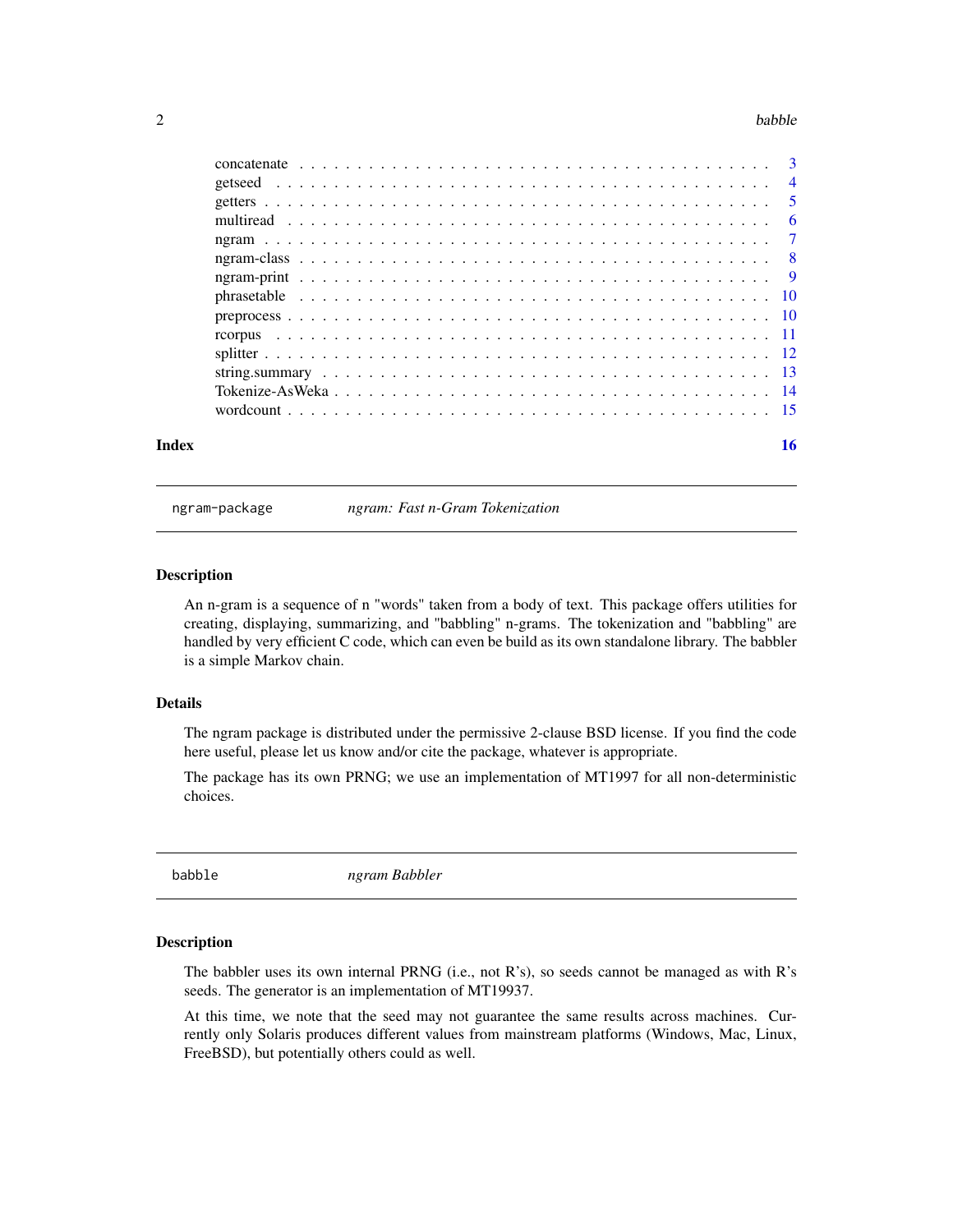| | |
|---|---|
| concatenate | 3 |
| getseed | 4 |
| getters | 5 |
| multiread | 6 |
| ngram | 7 |
| ngram-class | 8 |
| ngram-print | 9 |
| phrasetable | 10 |
| preprocess | 10 |
| rcorpus | 11 |
| splitter | 12 |
| string.summary | 13 |
| Tokenize-AsWeka | 14 |
| wordcount | 15 |

**Index** **16**

---

## ngram-package — *ngram: Fast n-Gram Tokenization*

### Description

An n-gram is a sequence of n "words" taken from a body of text. This package offers utilities for creating, displaying, summarizing, and "babbling" n-grams. The tokenization and "babbling" are handled by very efficient C code, which can even be build as its own standalone library. The babbler is a simple Markov chain.

### Details

The ngram package is distributed under the permissive 2-clause BSD license. If you find the code here useful, please let us know and/or cite the package, whatever is appropriate.

The package has its own PRNG; we use an implementation of MT1997 for all non-deterministic choices.

---

## babble — *ngram Babbler*

### Description

The babbler uses its own internal PRNG (i.e., not R's), so seeds cannot be managed as with R's seeds. The generator is an implementation of MT19937.

At this time, we note that the seed may not guarantee the same results across machines. Currently only Solaris produces different values from mainstream platforms (Windows, Mac, Linux, FreeBSD), but potentially others could as well.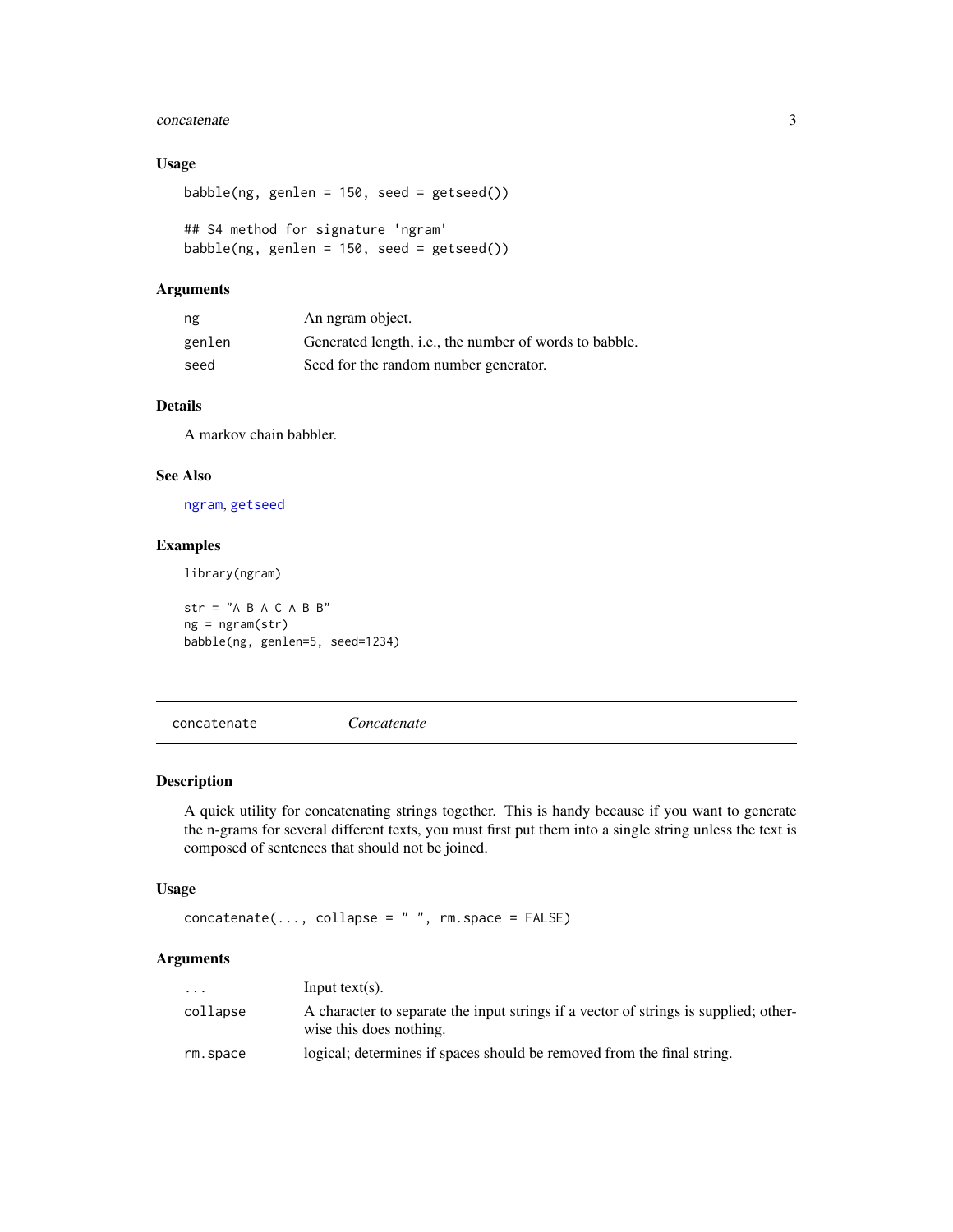### Usage

```
babble(ng, genlen = 150, seed = getseed())

## S4 method for signature 'ngram'
babble(ng, genlen = 150, seed = getseed())
```

### Arguments

| | |
|---|---|
| `ng` | An ngram object. |
| `genlen` | Generated length, i.e., the number of words to babble. |
| `seed` | Seed for the random number generator. |

### Details

A markov chain babbler.

### See Also

`ngram`, `getseed`

### Examples

```
library(ngram)

str = "A B A C A B B"
ng = ngram(str)
babble(ng, genlen=5, seed=1234)
```

---

## concatenate *Concatenate*

---

### Description

A quick utility for concatenating strings together. This is handy because if you want to generate the n-grams for several different texts, you must first put them into a single string unless the text is composed of sentences that should not be joined.

### Usage

```
concatenate(..., collapse = " ", rm.space = FALSE)
```

### Arguments

| | |
|---|---|
| `...` | Input text(s). |
| `collapse` | A character to separate the input strings if a vector of strings is supplied; otherwise this does nothing. |
| `rm.space` | logical; determines if spaces should be removed from the final string. |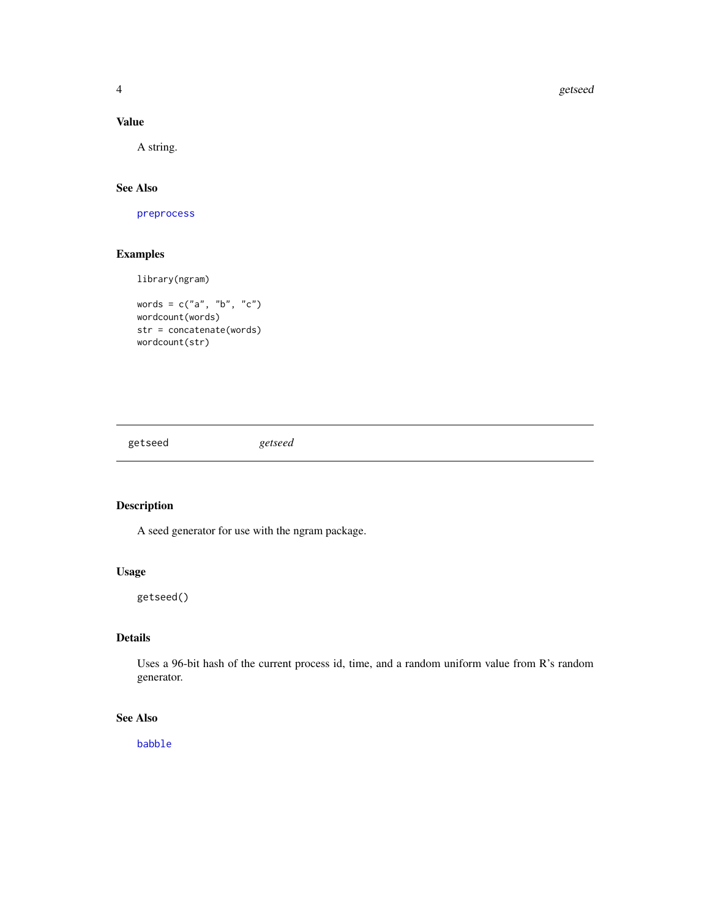### Value

A string.

### See Also

preprocess

### Examples

```
library(ngram)

words = c("a", "b", "c")
wordcount(words)
str = concatenate(words)
wordcount(str)
```

---

## getseed &nbsp;&nbsp;&nbsp;&nbsp; *getseed*

---

### Description

A seed generator for use with the ngram package.

### Usage

```
getseed()
```

### Details

Uses a 96-bit hash of the current process id, time, and a random uniform value from R's random generator.

### See Also

babble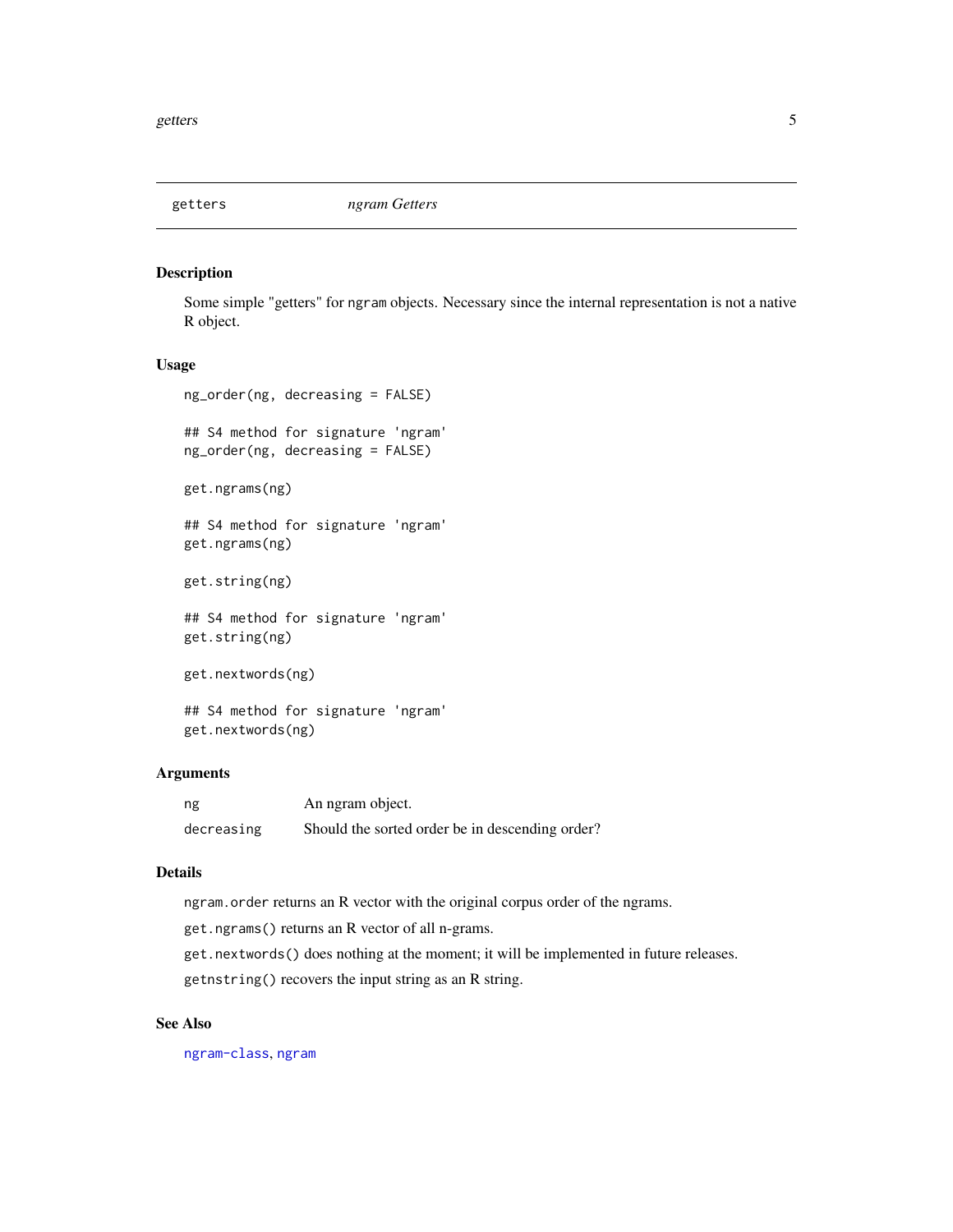## getters — *ngram Getters*

### Description

Some simple "getters" for `ngram` objects. Necessary since the internal representation is not a native R object.

### Usage

```
ng_order(ng, decreasing = FALSE)

## S4 method for signature 'ngram'
ng_order(ng, decreasing = FALSE)

get.ngrams(ng)

## S4 method for signature 'ngram'
get.ngrams(ng)

get.string(ng)

## S4 method for signature 'ngram'
get.string(ng)

get.nextwords(ng)

## S4 method for signature 'ngram'
get.nextwords(ng)
```

### Arguments

| | |
|---|---|
| `ng` | An ngram object. |
| `decreasing` | Should the sorted order be in descending order? |

### Details

`ngram.order` returns an R vector with the original corpus order of the ngrams.

`get.ngrams()` returns an R vector of all n-grams.

`get.nextwords()` does nothing at the moment; it will be implemented in future releases.

`getnstring()` recovers the input string as an R string.

### See Also

`ngram-class`, `ngram`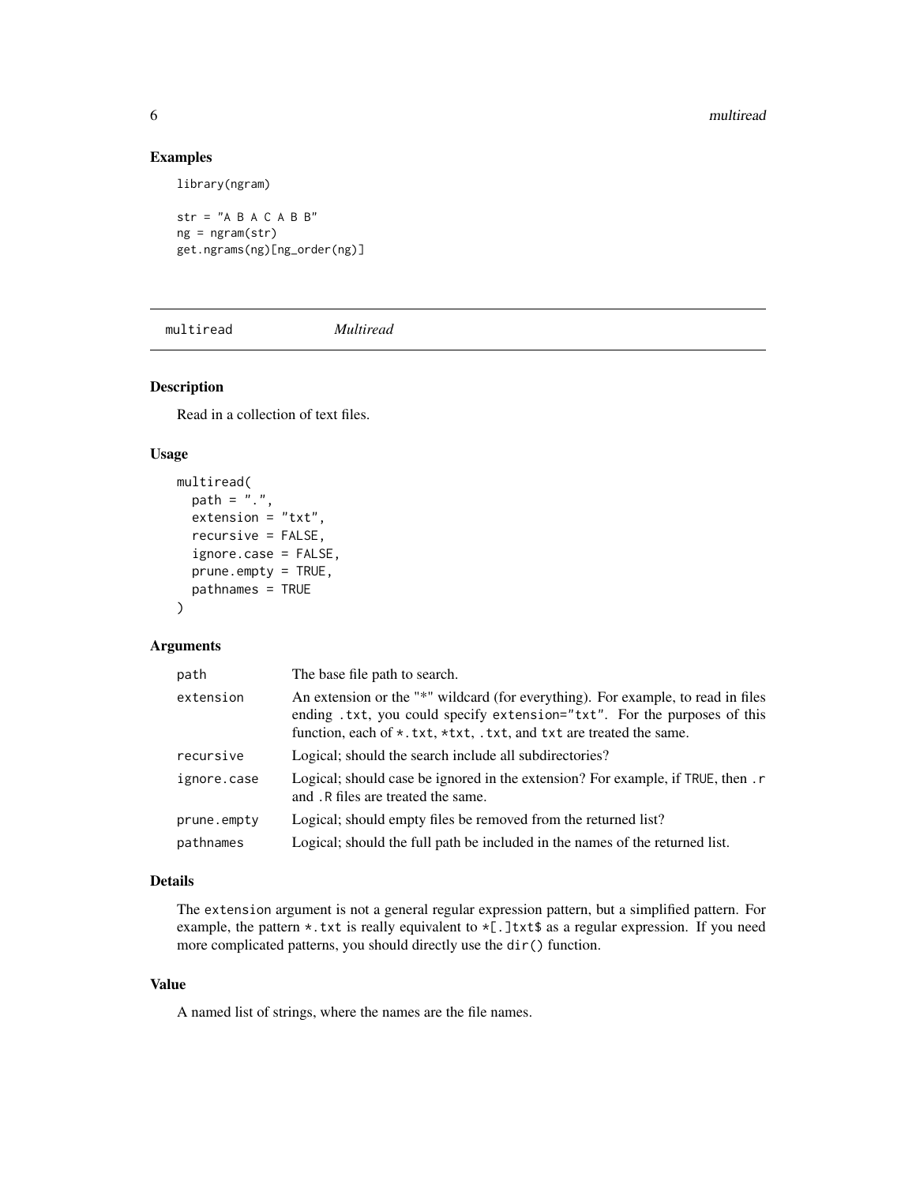## Examples

```
library(ngram)

str = "A B A C A B B"
ng = ngram(str)
get.ngrams(ng)[ng_order(ng)]
```

---

# multiread *Multiread*

## Description

Read in a collection of text files.

## Usage

```
multiread(
  path = ".",
  extension = "txt",
  recursive = FALSE,
  ignore.case = FALSE,
  prune.empty = TRUE,
  pathnames = TRUE
)
```

## Arguments

| | |
|---|---|
| `path` | The base file path to search. |
| `extension` | An extension or the "*" wildcard (for everything). For example, to read in files ending `.txt`, you could specify `extension="txt"`. For the purposes of this function, each of `*.txt`, `*txt`, `.txt`, and `txt` are treated the same. |
| `recursive` | Logical; should the search include all subdirectories? |
| `ignore.case` | Logical; should case be ignored in the extension? For example, if `TRUE`, then `.r` and `.R` files are treated the same. |
| `prune.empty` | Logical; should empty files be removed from the returned list? |
| `pathnames` | Logical; should the full path be included in the names of the returned list. |

## Details

The `extension` argument is not a general regular expression pattern, but a simplified pattern. For example, the pattern `*.txt` is really equivalent to `*[.]txt$` as a regular expression. If you need more complicated patterns, you should directly use the `dir()` function.

## Value

A named list of strings, where the names are the file names.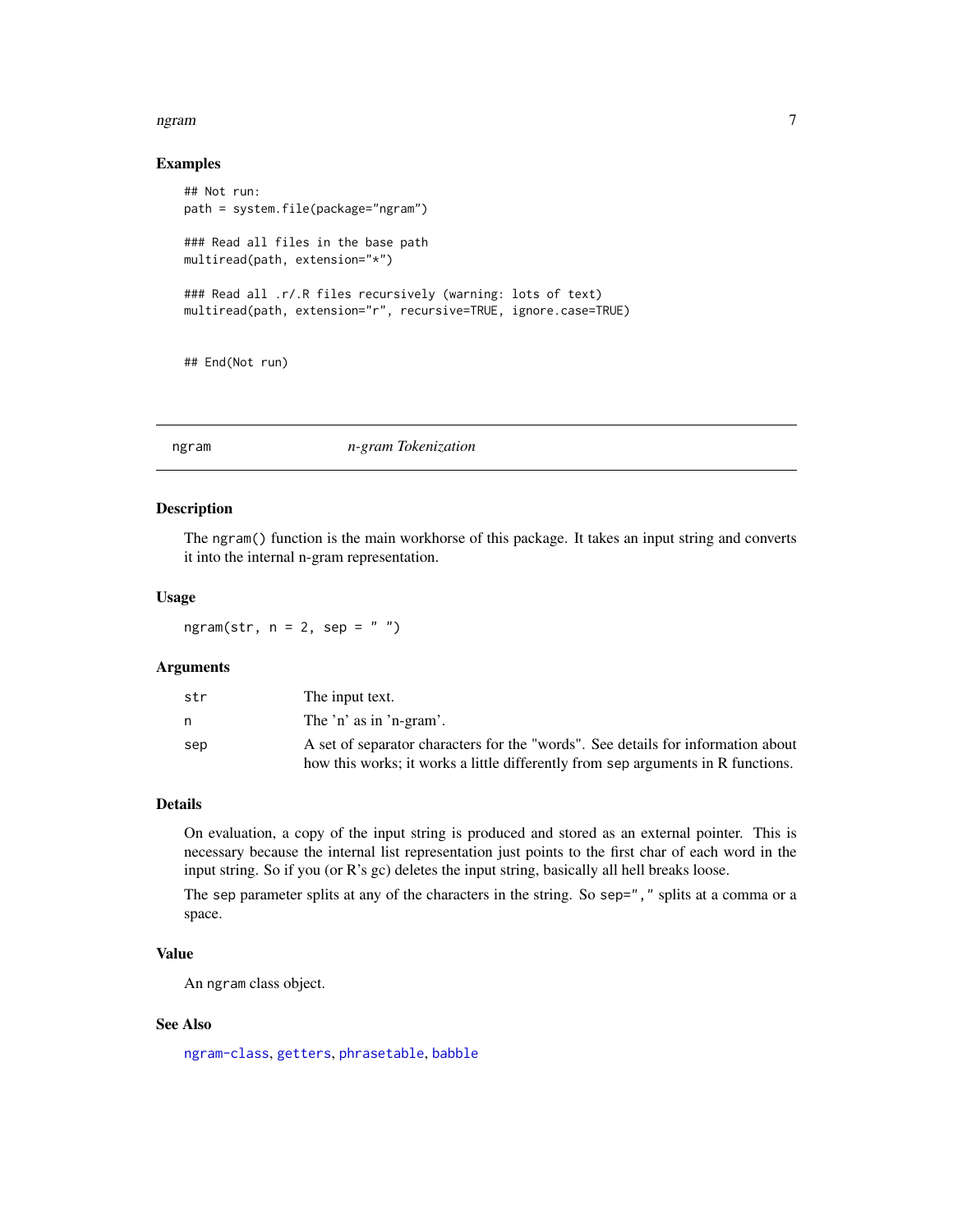### Examples

```
## Not run:
path = system.file(package="ngram")

### Read all files in the base path
multiread(path, extension="*")

### Read all .r/.R files recursively (warning: lots of text)
multiread(path, extension="r", recursive=TRUE, ignore.case=TRUE)


## End(Not run)
```

---

## ngram — *n-gram Tokenization*

---

### Description

The `ngram()` function is the main workhorse of this package. It takes an input string and converts it into the internal n-gram representation.

### Usage

```
ngram(str, n = 2, sep = " ")
```

### Arguments

| | |
|---|---|
| `str` | The input text. |
| `n` | The 'n' as in 'n-gram'. |
| `sep` | A set of separator characters for the "words". See details for information about how this works; it works a little differently from `sep` arguments in R functions. |

### Details

On evaluation, a copy of the input string is produced and stored as an external pointer. This is necessary because the internal list representation just points to the first char of each word in the input string. So if you (or R's gc) deletes the input string, basically all hell breaks loose.

The `sep` parameter splits at any of the characters in the string. So `sep=", "` splits at a comma or a space.

### Value

An `ngram` class object.

### See Also

`ngram-class`, `getters`, `phrasetable`, `babble`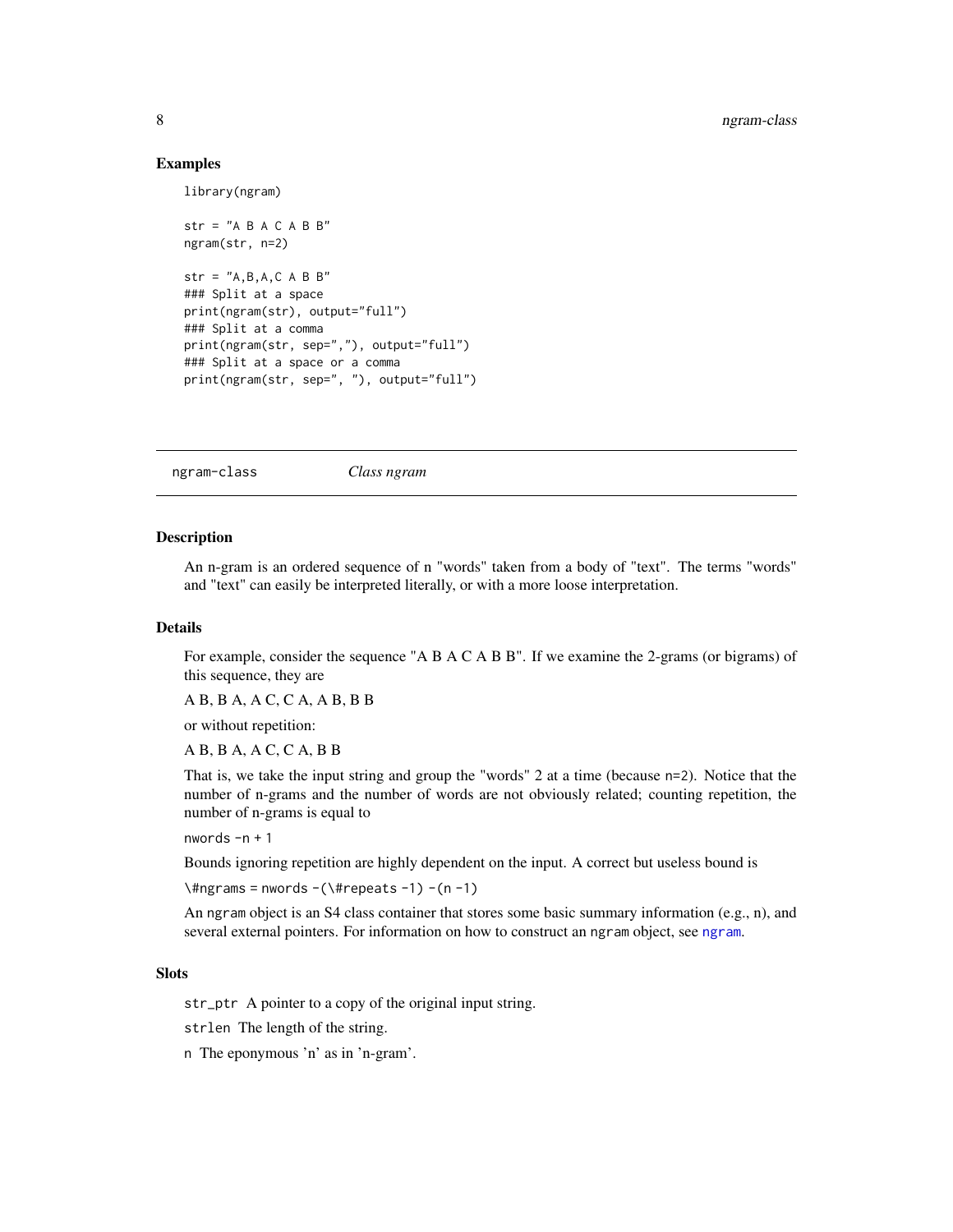### Examples

```
library(ngram)

str = "A B A C A B B"
ngram(str, n=2)

str = "A,B,A,C A B B"
### Split at a space
print(ngram(str), output="full")
### Split at a comma
print(ngram(str, sep=","), output="full")
### Split at a space or a comma
print(ngram(str, sep=", "), output="full")
```

---

## ngram-class *Class ngram*

---

### Description

An n-gram is an ordered sequence of n "words" taken from a body of "text". The terms "words" and "text" can easily be interpreted literally, or with a more loose interpretation.

### Details

For example, consider the sequence "A B A C A B B". If we examine the 2-grams (or bigrams) of this sequence, they are

A B, B A, A C, C A, A B, B B

or without repetition:

A B, B A, A C, C A, B B

That is, we take the input string and group the "words" 2 at a time (because `n=2`). Notice that the number of n-grams and the number of words are not obviously related; counting repetition, the number of n-grams is equal to

`nwords -n + 1`

Bounds ignoring repetition are highly dependent on the input. A correct but useless bound is

`\#ngrams = nwords -(\#repeats -1) -(n -1)`

An `ngram` object is an S4 class container that stores some basic summary information (e.g., n), and several external pointers. For information on how to construct an `ngram` object, see `ngram`.

### Slots

`str_ptr` A pointer to a copy of the original input string.

`strlen` The length of the string.

`n` The eponymous 'n' as in 'n-gram'.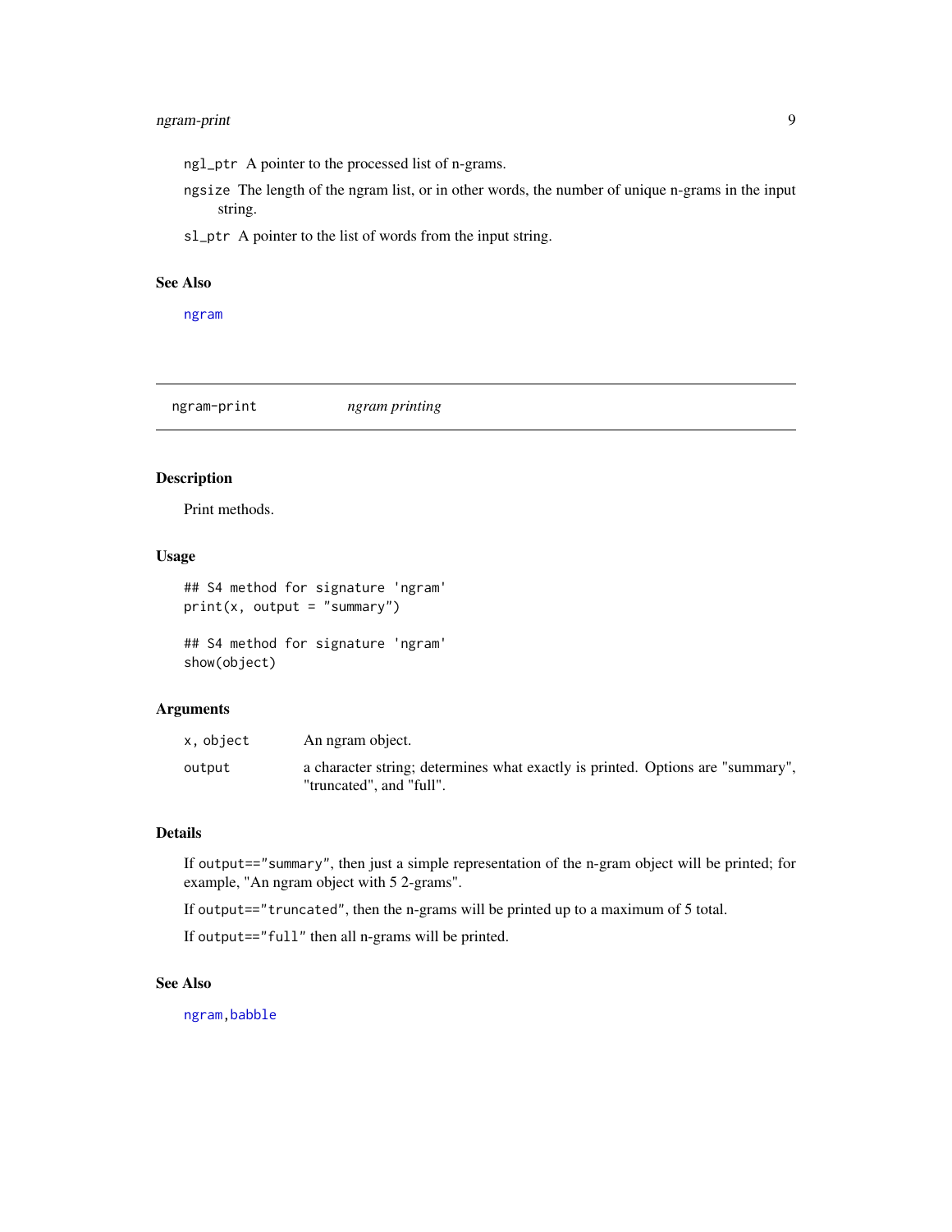ngl_ptr A pointer to the processed list of n-grams.

ngsize The length of the ngram list, or in other words, the number of unique n-grams in the input string.

sl_ptr A pointer to the list of words from the input string.

### See Also

ngram

## ngram-print *ngram printing*

### Description

Print methods.

### Usage

```
## S4 method for signature 'ngram'
print(x, output = "summary")

## S4 method for signature 'ngram'
show(object)
```

### Arguments

| | |
|---|---|
| x, object | An ngram object. |
| output | a character string; determines what exactly is printed. Options are "summary", "truncated", and "full". |

### Details

If `output=="summary"`, then just a simple representation of the n-gram object will be printed; for example, "An ngram object with 5 2-grams".

If `output=="truncated"`, then the n-grams will be printed up to a maximum of 5 total.

If `output=="full"` then all n-grams will be printed.

### See Also

ngram, babble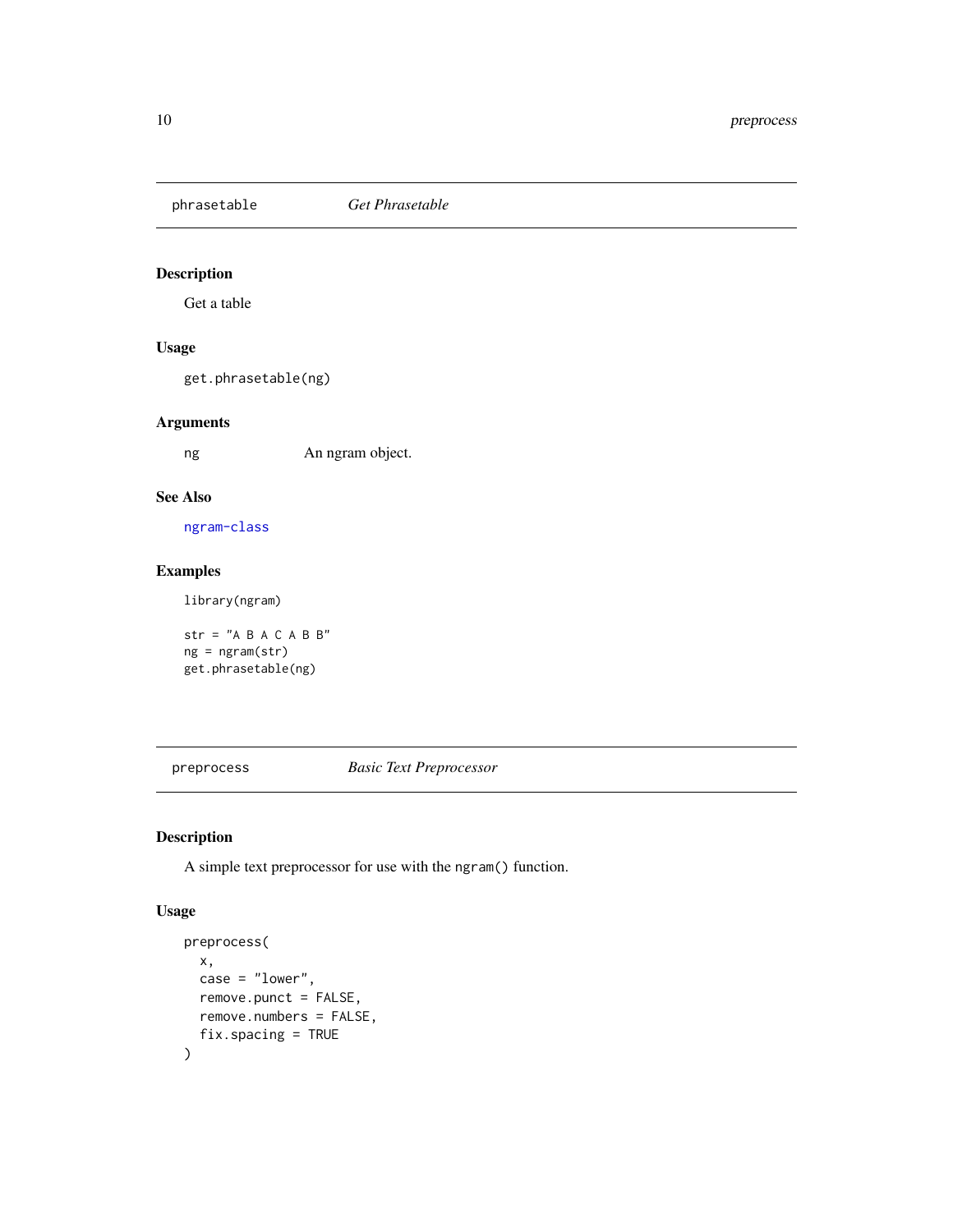## phrasetable *Get Phrasetable*

### Description

Get a table

### Usage

```
get.phrasetable(ng)
```

### Arguments

ng An ngram object.

### See Also

ngram-class

### Examples

```
library(ngram)

str = "A B A C A B B"
ng = ngram(str)
get.phrasetable(ng)
```

## preprocess *Basic Text Preprocessor*

### Description

A simple text preprocessor for use with the `ngram()` function.

### Usage

```
preprocess(
  x,
  case = "lower",
  remove.punct = FALSE,
  remove.numbers = FALSE,
  fix.spacing = TRUE
)
```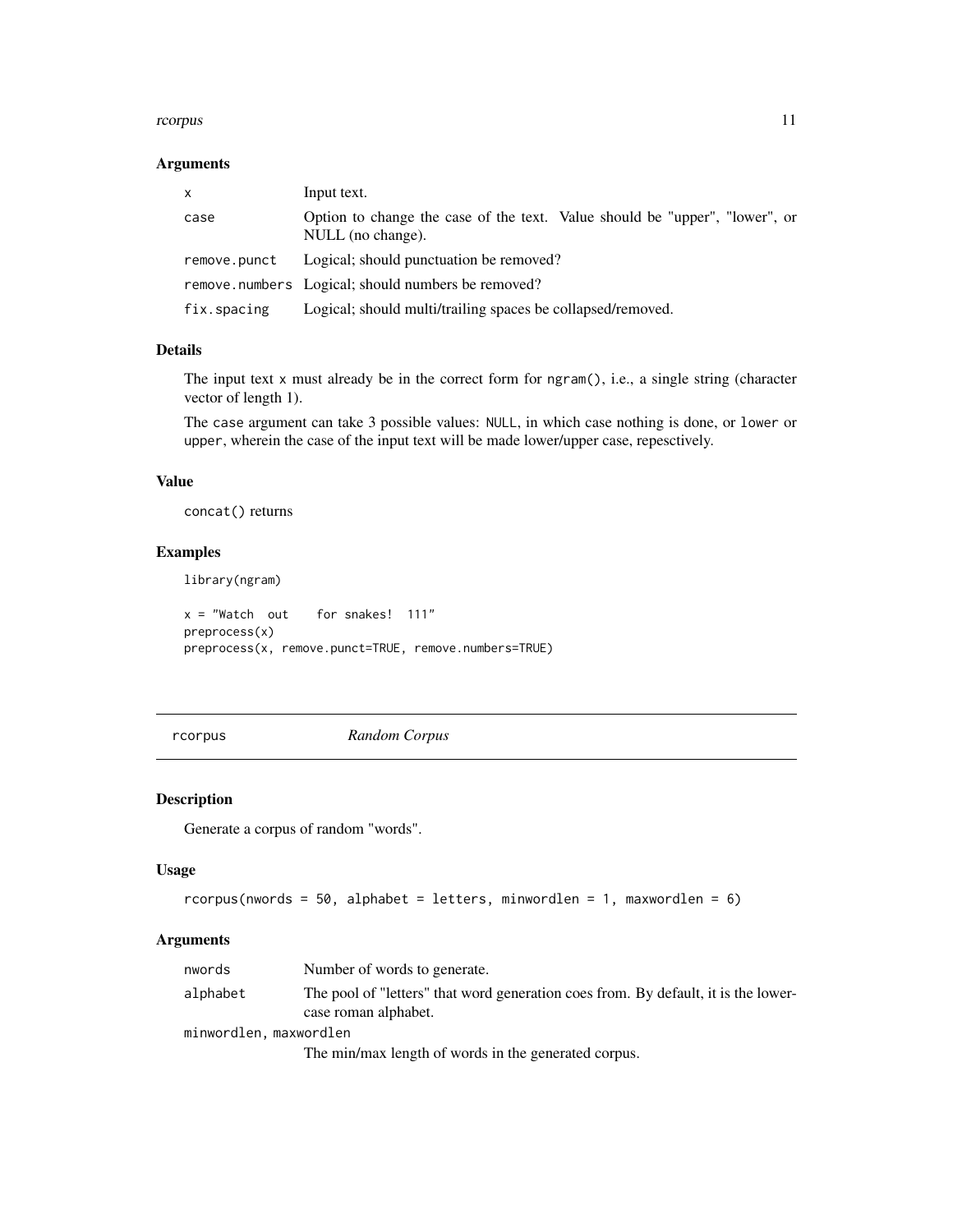### Arguments

| | |
|---|---|
| x | Input text. |
| case | Option to change the case of the text. Value should be "upper", "lower", or NULL (no change). |
| remove.punct | Logical; should punctuation be removed? |
| remove.numbers | Logical; should numbers be removed? |
| fix.spacing | Logical; should multi/trailing spaces be collapsed/removed. |

### Details

The input text `x` must already be in the correct form for `ngram()`, i.e., a single string (character vector of length 1).

The `case` argument can take 3 possible values: `NULL`, in which case nothing is done, or `lower` or `upper`, wherein the case of the input text will be made lower/upper case, repesctively.

### Value

`concat()` returns

### Examples

```
library(ngram)

x = "Watch  out    for snakes!  111"
preprocess(x)
preprocess(x, remove.punct=TRUE, remove.numbers=TRUE)
```

---

## rcorpus *Random Corpus*

---

### Description

Generate a corpus of random "words".

### Usage

```
rcorpus(nwords = 50, alphabet = letters, minwordlen = 1, maxwordlen = 6)
```

### Arguments

| | |
|---|---|
| nwords | Number of words to generate. |
| alphabet | The pool of "letters" that word generation coes from. By default, it is the lowercase roman alphabet. |
| minwordlen, maxwordlen | The min/max length of words in the generated corpus. |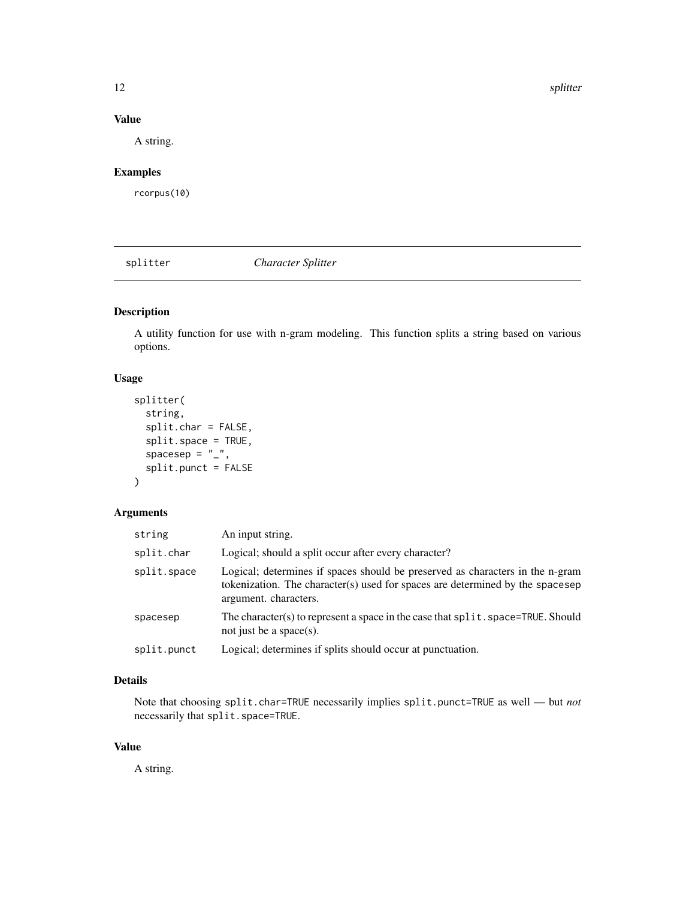## Value

A string.

## Examples

```
rcorpus(10)
```

---

# splitter *Character Splitter*

## Description

A utility function for use with n-gram modeling. This function splits a string based on various options.

## Usage

```
splitter(
  string,
  split.char = FALSE,
  split.space = TRUE,
  spacesep = "_",
  split.punct = FALSE
)
```

## Arguments

| | |
|---|---|
| `string` | An input string. |
| `split.char` | Logical; should a split occur after every character? |
| `split.space` | Logical; determines if spaces should be preserved as characters in the n-gram tokenization. The character(s) used for spaces are determined by the `spacesep` argument. characters. |
| `spacesep` | The character(s) to represent a space in the case that `split.space=TRUE`. Should not just be a space(s). |
| `split.punct` | Logical; determines if splits should occur at punctuation. |

## Details

Note that choosing `split.char=TRUE` necessarily implies `split.punct=TRUE` as well — but *not* necessarily that `split.space=TRUE`.

## Value

A string.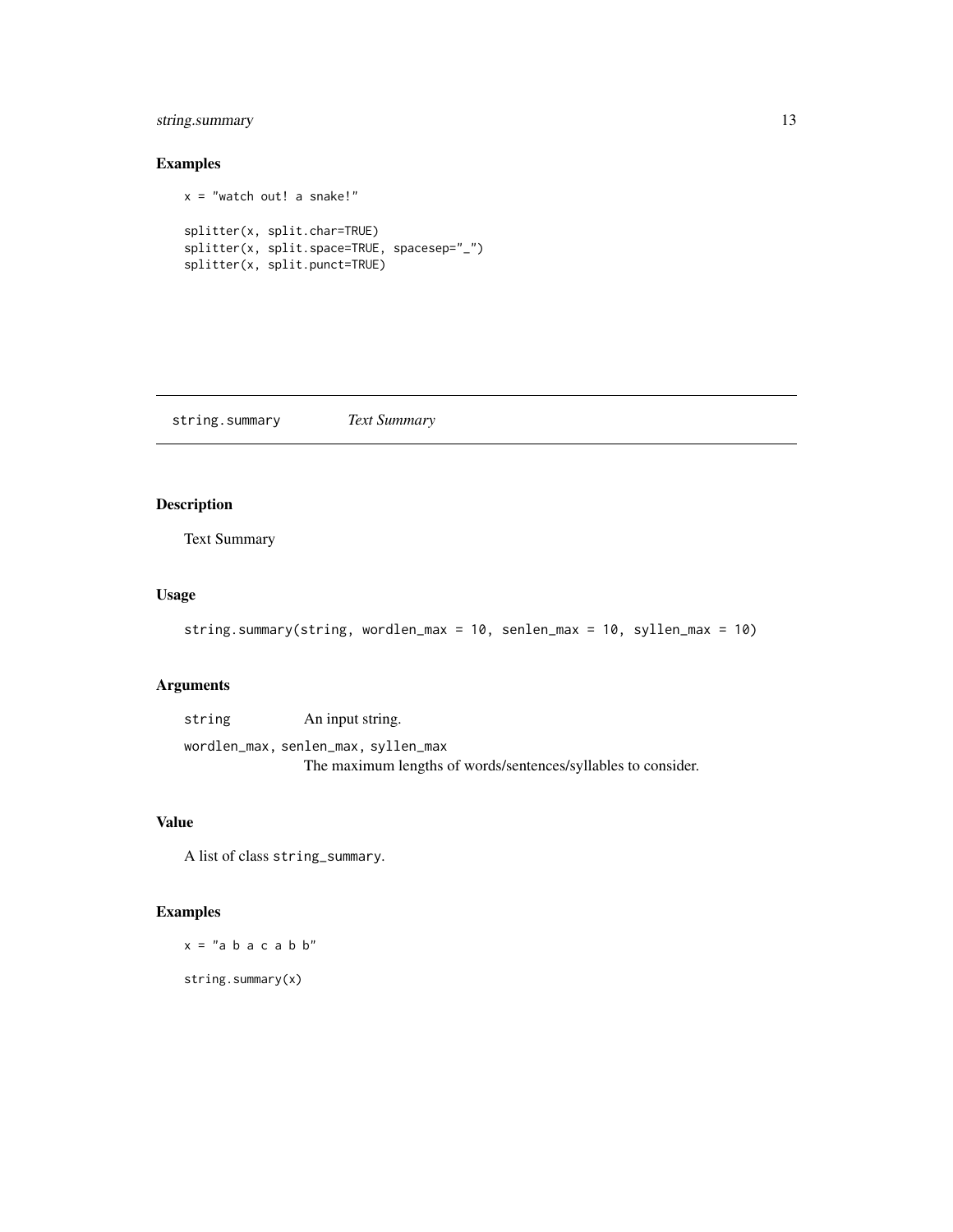## Examples

```
x = "watch out! a snake!"

splitter(x, split.char=TRUE)
splitter(x, split.space=TRUE, spacesep="_")
splitter(x, split.punct=TRUE)
```

---

# string.summary *Text Summary*

---

## Description

Text Summary

## Usage

```
string.summary(string, wordlen_max = 10, senlen_max = 10, syllen_max = 10)
```

## Arguments

| | |
|---|---|
| `string` | An input string. |
| `wordlen_max, senlen_max, syllen_max` | The maximum lengths of words/sentences/syllables to consider. |

## Value

A list of class `string_summary`.

## Examples

```
x = "a b a c a b b"

string.summary(x)
```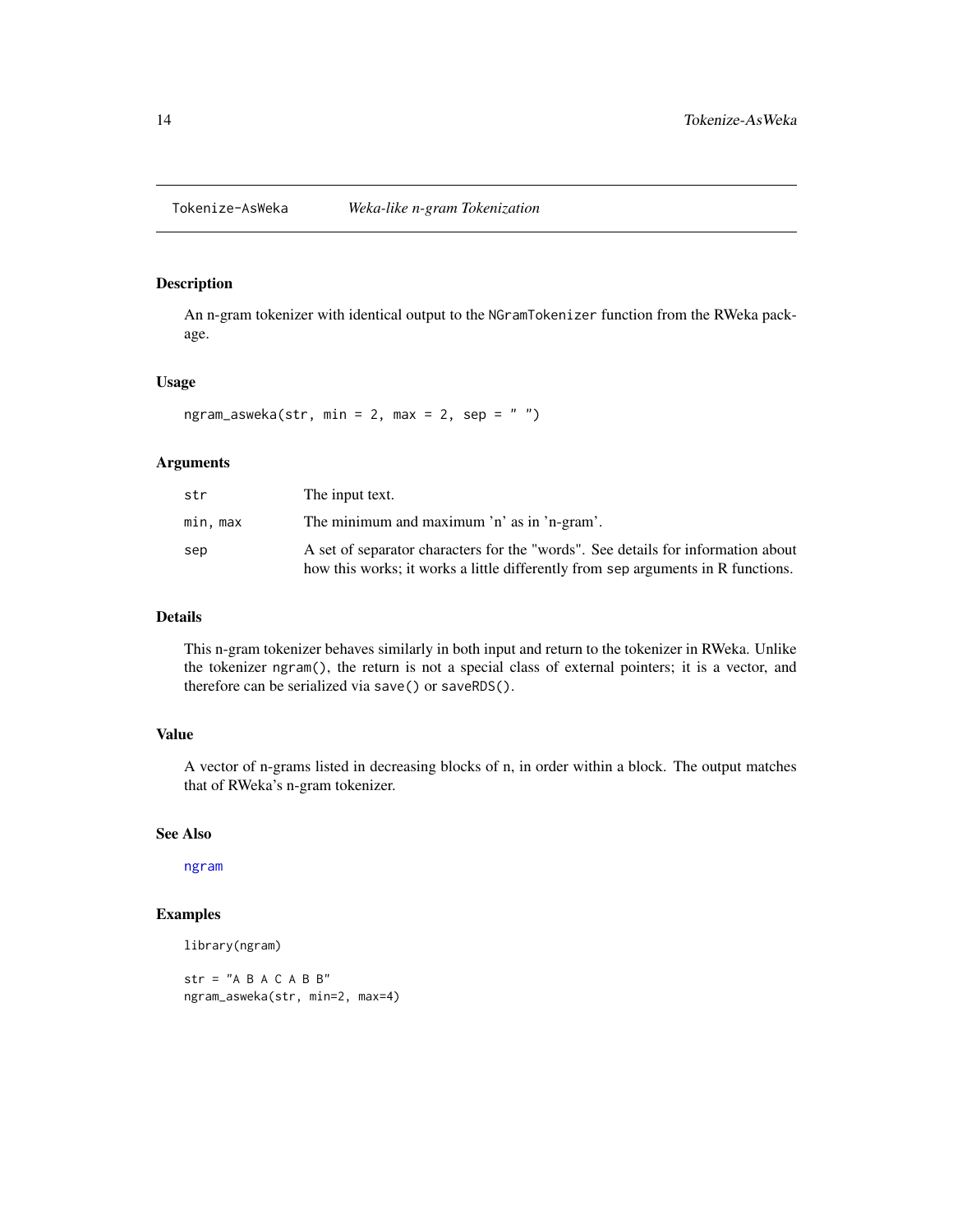## Tokenize-AsWeka    *Weka-like n-gram Tokenization*

### Description

An n-gram tokenizer with identical output to the `NGramTokenizer` function from the RWeka package.

### Usage

```
ngram_asweka(str, min = 2, max = 2, sep = " ")
```

### Arguments

| | |
|---|---|
| `str` | The input text. |
| `min, max` | The minimum and maximum 'n' as in 'n-gram'. |
| `sep` | A set of separator characters for the "words". See details for information about how this works; it works a little differently from `sep` arguments in R functions. |

### Details

This n-gram tokenizer behaves similarly in both input and return to the tokenizer in RWeka. Unlike the tokenizer `ngram()`, the return is not a special class of external pointers; it is a vector, and therefore can be serialized via `save()` or `saveRDS()`.

### Value

A vector of n-grams listed in decreasing blocks of n, in order within a block. The output matches that of RWeka's n-gram tokenizer.

### See Also

`ngram`

### Examples

```
library(ngram)

str = "A B A C A B B"
ngram_asweka(str, min=2, max=4)
```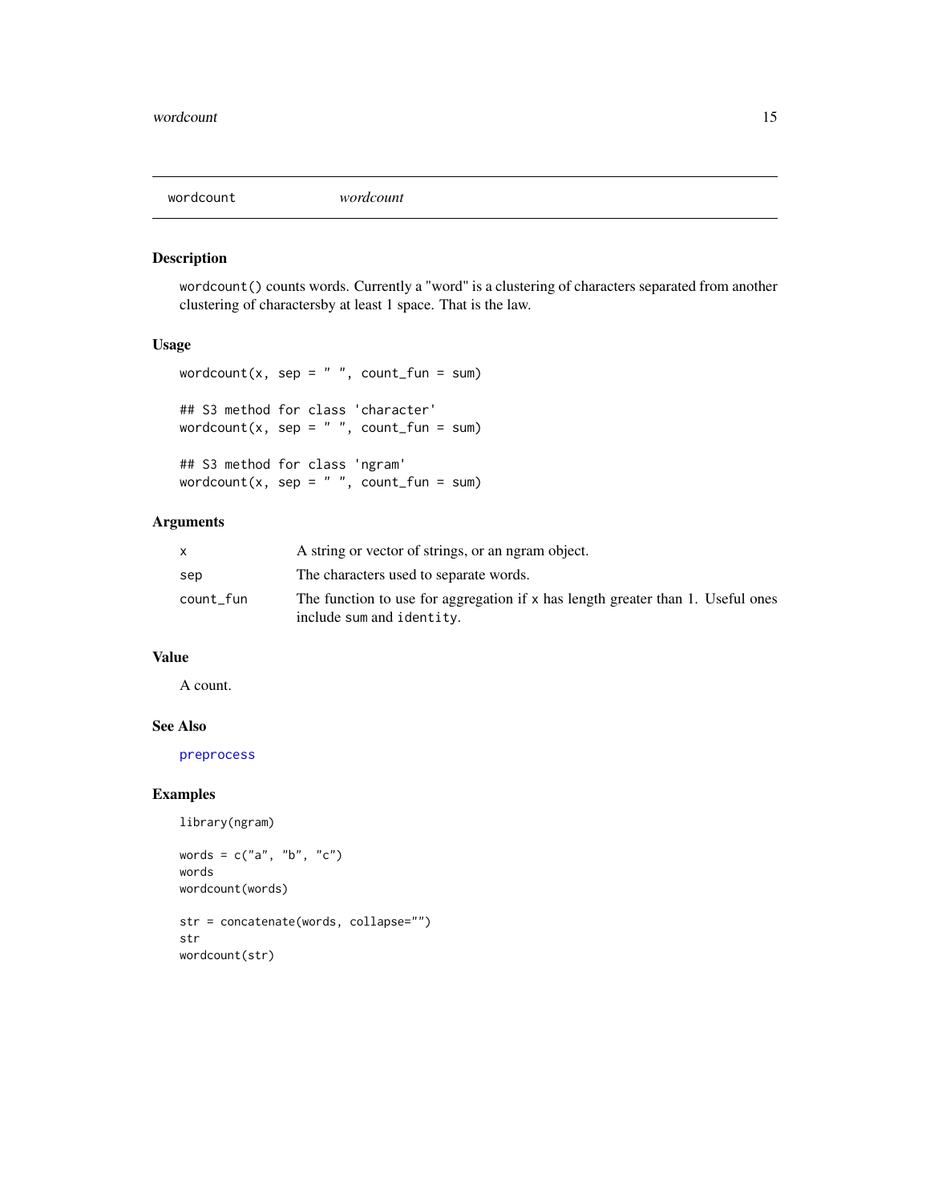## wordcount &emsp; *wordcount*

### Description

`wordcount()` counts words. Currently a "word" is a clustering of characters separated from another clustering of charactersby at least 1 space. That is the law.

### Usage

```
wordcount(x, sep = " ", count_fun = sum)

## S3 method for class 'character'
wordcount(x, sep = " ", count_fun = sum)

## S3 method for class 'ngram'
wordcount(x, sep = " ", count_fun = sum)
```

### Arguments

| | |
|---|---|
| `x` | A string or vector of strings, or an ngram object. |
| `sep` | The characters used to separate words. |
| `count_fun` | The function to use for aggregation if `x` has length greater than 1. Useful ones include `sum` and `identity`. |

### Value

A count.

### See Also

`preprocess`

### Examples

```
library(ngram)

words = c("a", "b", "c")
words
wordcount(words)

str = concatenate(words, collapse="")
str
wordcount(str)
```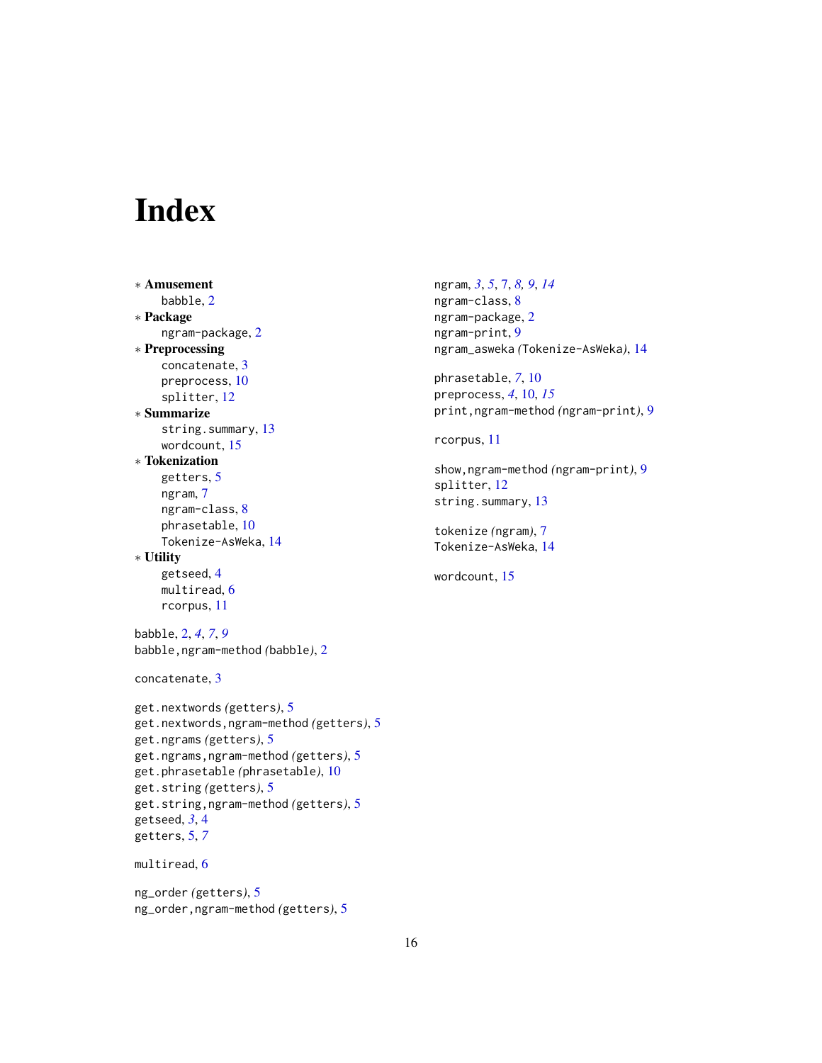# Index

∗ **Amusement**
  babble, 2
∗ **Package**
  ngram-package, 2
∗ **Preprocessing**
  concatenate, 3
  preprocess, 10
  splitter, 12
∗ **Summarize**
  string.summary, 13
  wordcount, 15
∗ **Tokenization**
  getters, 5
  ngram, 7
  ngram-class, 8
  phrasetable, 10
  Tokenize-AsWeka, 14
∗ **Utility**
  getseed, 4
  multiread, 6
  rcorpus, 11

babble, 2, *4*, *7*, *9*
babble,ngram-method *(*babble*)*, 2

concatenate, 3

get.nextwords *(*getters*)*, 5
get.nextwords,ngram-method *(*getters*)*, 5
get.ngrams *(*getters*)*, 5
get.ngrams,ngram-method *(*getters*)*, 5
get.phrasetable *(*phrasetable*)*, 10
get.string *(*getters*)*, 5
get.string,ngram-method *(*getters*)*, 5
getseed, *3*, 4
getters, 5, *7*

multiread, 6

ng_order *(*getters*)*, 5
ng_order,ngram-method *(*getters*)*, 5

ngram, *3*, *5*, 7, *8*, *9*, *14*
ngram-class, 8
ngram-package, 2
ngram-print, 9
ngram_asweka *(*Tokenize-AsWeka*)*, 14

phrasetable, *7*, 10
preprocess, *4*, 10, *15*
print,ngram-method *(*ngram-print*)*, 9

rcorpus, 11

show,ngram-method *(*ngram-print*)*, 9
splitter, 12
string.summary, 13

tokenize *(*ngram*)*, 7
Tokenize-AsWeka, 14

wordcount, 15